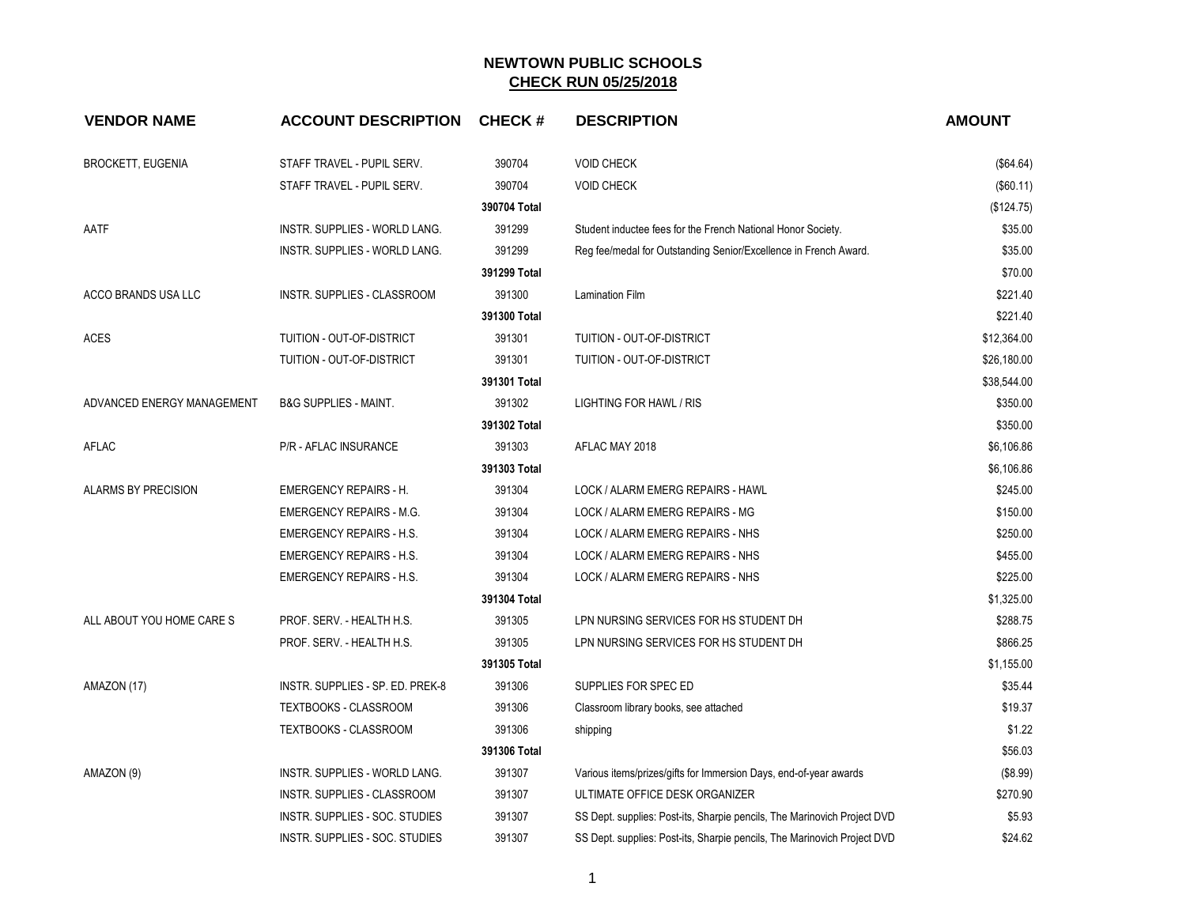# NEWTOWN PUBLIC SCHOOLS
## CHECK RUN 05/25/2018

| VENDOR NAME | ACCOUNT DESCRIPTION | CHECK # | DESCRIPTION | AMOUNT |
|---|---|---|---|---|
| BROCKETT, EUGENIA | STAFF TRAVEL - PUPIL SERV. | 390704 | VOID CHECK | ($64.64) |
| | STAFF TRAVEL - PUPIL SERV. | 390704 | VOID CHECK | ($60.11) |
| | | **390704 Total** | | ($124.75) |
| AATF | INSTR. SUPPLIES - WORLD LANG. | 391299 | Student inductee fees for the French National Honor Society. | $35.00 |
| | INSTR. SUPPLIES - WORLD LANG. | 391299 | Reg fee/medal for Outstanding Senior/Excellence in French Award. | $35.00 |
| | | **391299 Total** | | $70.00 |
| ACCO BRANDS USA LLC | INSTR. SUPPLIES - CLASSROOM | 391300 | Lamination Film | $221.40 |
| | | **391300 Total** | | $221.40 |
| ACES | TUITION - OUT-OF-DISTRICT | 391301 | TUITION - OUT-OF-DISTRICT | $12,364.00 |
| | TUITION - OUT-OF-DISTRICT | 391301 | TUITION - OUT-OF-DISTRICT | $26,180.00 |
| | | **391301 Total** | | $38,544.00 |
| ADVANCED ENERGY MANAGEMENT | B&G SUPPLIES - MAINT. | 391302 | LIGHTING FOR HAWL / RIS | $350.00 |
| | | **391302 Total** | | $350.00 |
| AFLAC | P/R - AFLAC INSURANCE | 391303 | AFLAC MAY 2018 | $6,106.86 |
| | | **391303 Total** | | $6,106.86 |
| ALARMS BY PRECISION | EMERGENCY REPAIRS - H. | 391304 | LOCK / ALARM EMERG REPAIRS - HAWL | $245.00 |
| | EMERGENCY REPAIRS - M.G. | 391304 | LOCK / ALARM EMERG REPAIRS - MG | $150.00 |
| | EMERGENCY REPAIRS - H.S. | 391304 | LOCK / ALARM EMERG REPAIRS - NHS | $250.00 |
| | EMERGENCY REPAIRS - H.S. | 391304 | LOCK / ALARM EMERG REPAIRS - NHS | $455.00 |
| | EMERGENCY REPAIRS - H.S. | 391304 | LOCK / ALARM EMERG REPAIRS - NHS | $225.00 |
| | | **391304 Total** | | $1,325.00 |
| ALL ABOUT YOU HOME CARE S | PROF. SERV. - HEALTH H.S. | 391305 | LPN NURSING SERVICES FOR HS STUDENT DH | $288.75 |
| | PROF. SERV. - HEALTH H.S. | 391305 | LPN NURSING SERVICES FOR HS STUDENT DH | $866.25 |
| | | **391305 Total** | | $1,155.00 |
| AMAZON (17) | INSTR. SUPPLIES - SP. ED. PREK-8 | 391306 | SUPPLIES FOR SPEC ED | $35.44 |
| | TEXTBOOKS - CLASSROOM | 391306 | Classroom library books, see attached | $19.37 |
| | TEXTBOOKS - CLASSROOM | 391306 | shipping | $1.22 |
| | | **391306 Total** | | $56.03 |
| AMAZON (9) | INSTR. SUPPLIES - WORLD LANG. | 391307 | Various items/prizes/gifts for Immersion Days, end-of-year awards | ($8.99) |
| | INSTR. SUPPLIES - CLASSROOM | 391307 | ULTIMATE OFFICE DESK ORGANIZER | $270.90 |
| | INSTR. SUPPLIES - SOC. STUDIES | 391307 | SS Dept. supplies: Post-its, Sharpie pencils, The Marinovich Project DVD | $5.93 |
| | INSTR. SUPPLIES - SOC. STUDIES | 391307 | SS Dept. supplies: Post-its, Sharpie pencils, The Marinovich Project DVD | $24.62 |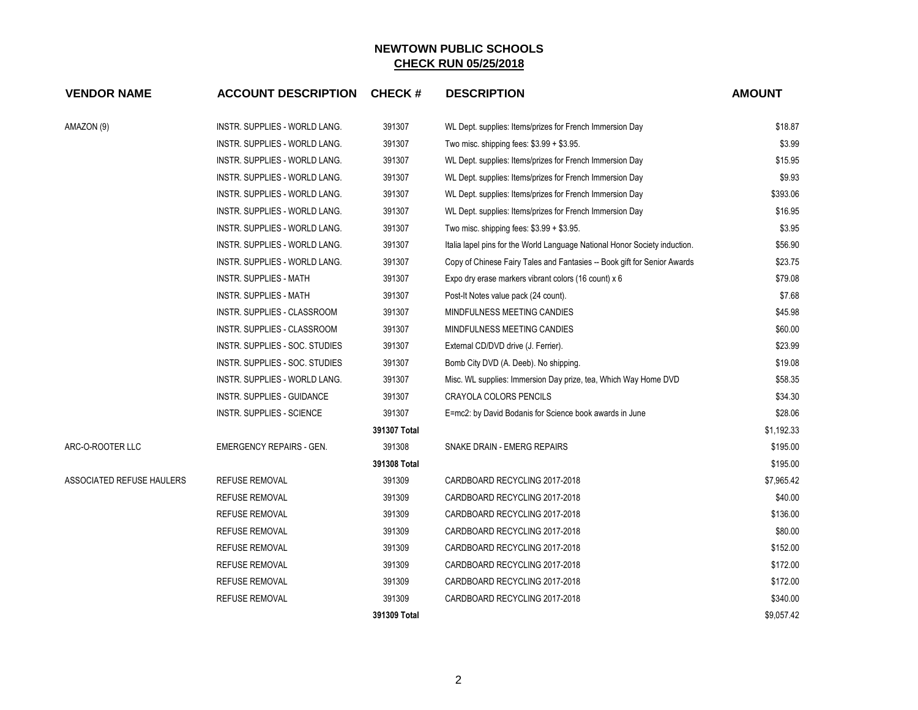# NEWTOWN PUBLIC SCHOOLS

## CHECK RUN 05/25/2018

| VENDOR NAME | ACCOUNT DESCRIPTION | CHECK # | DESCRIPTION | AMOUNT |
|---|---|---|---|---|
| AMAZON (9) | INSTR. SUPPLIES - WORLD LANG. | 391307 | WL Dept. supplies: Items/prizes for French Immersion Day | $18.87 |
| | INSTR. SUPPLIES - WORLD LANG. | 391307 | Two misc. shipping fees: $3.99 + $3.95. | $3.99 |
| | INSTR. SUPPLIES - WORLD LANG. | 391307 | WL Dept. supplies: Items/prizes for French Immersion Day | $15.95 |
| | INSTR. SUPPLIES - WORLD LANG. | 391307 | WL Dept. supplies: Items/prizes for French Immersion Day | $9.93 |
| | INSTR. SUPPLIES - WORLD LANG. | 391307 | WL Dept. supplies: Items/prizes for French Immersion Day | $393.06 |
| | INSTR. SUPPLIES - WORLD LANG. | 391307 | WL Dept. supplies: Items/prizes for French Immersion Day | $16.95 |
| | INSTR. SUPPLIES - WORLD LANG. | 391307 | Two misc. shipping fees: $3.99 + $3.95. | $3.95 |
| | INSTR. SUPPLIES - WORLD LANG. | 391307 | Italia lapel pins for the World Language National Honor Society induction. | $56.90 |
| | INSTR. SUPPLIES - WORLD LANG. | 391307 | Copy of Chinese Fairy Tales and Fantasies -- Book gift for Senior Awards | $23.75 |
| | INSTR. SUPPLIES - MATH | 391307 | Expo dry erase markers vibrant colors (16 count) x 6 | $79.08 |
| | INSTR. SUPPLIES - MATH | 391307 | Post-It Notes value pack (24 count). | $7.68 |
| | INSTR. SUPPLIES - CLASSROOM | 391307 | MINDFULNESS MEETING CANDIES | $45.98 |
| | INSTR. SUPPLIES - CLASSROOM | 391307 | MINDFULNESS MEETING CANDIES | $60.00 |
| | INSTR. SUPPLIES - SOC. STUDIES | 391307 | External CD/DVD drive (J. Ferrier). | $23.99 |
| | INSTR. SUPPLIES - SOC. STUDIES | 391307 | Bomb City DVD (A. Deeb). No shipping. | $19.08 |
| | INSTR. SUPPLIES - WORLD LANG. | 391307 | Misc. WL supplies: Immersion Day prize, tea, Which Way Home DVD | $58.35 |
| | INSTR. SUPPLIES - GUIDANCE | 391307 | CRAYOLA COLORS PENCILS | $34.30 |
| | INSTR. SUPPLIES - SCIENCE | 391307 | E=mc2: by David Bodanis for Science book awards in June | $28.06 |
| | | **391307 Total** | | $1,192.33 |
| ARC-O-ROOTER LLC | EMERGENCY REPAIRS - GEN. | 391308 | SNAKE DRAIN - EMERG REPAIRS | $195.00 |
| | | **391308 Total** | | $195.00 |
| ASSOCIATED REFUSE HAULERS | REFUSE REMOVAL | 391309 | CARDBOARD RECYCLING 2017-2018 | $7,965.42 |
| | REFUSE REMOVAL | 391309 | CARDBOARD RECYCLING 2017-2018 | $40.00 |
| | REFUSE REMOVAL | 391309 | CARDBOARD RECYCLING 2017-2018 | $136.00 |
| | REFUSE REMOVAL | 391309 | CARDBOARD RECYCLING 2017-2018 | $80.00 |
| | REFUSE REMOVAL | 391309 | CARDBOARD RECYCLING 2017-2018 | $152.00 |
| | REFUSE REMOVAL | 391309 | CARDBOARD RECYCLING 2017-2018 | $172.00 |
| | REFUSE REMOVAL | 391309 | CARDBOARD RECYCLING 2017-2018 | $172.00 |
| | REFUSE REMOVAL | 391309 | CARDBOARD RECYCLING 2017-2018 | $340.00 |
| | | **391309 Total** | | $9,057.42 |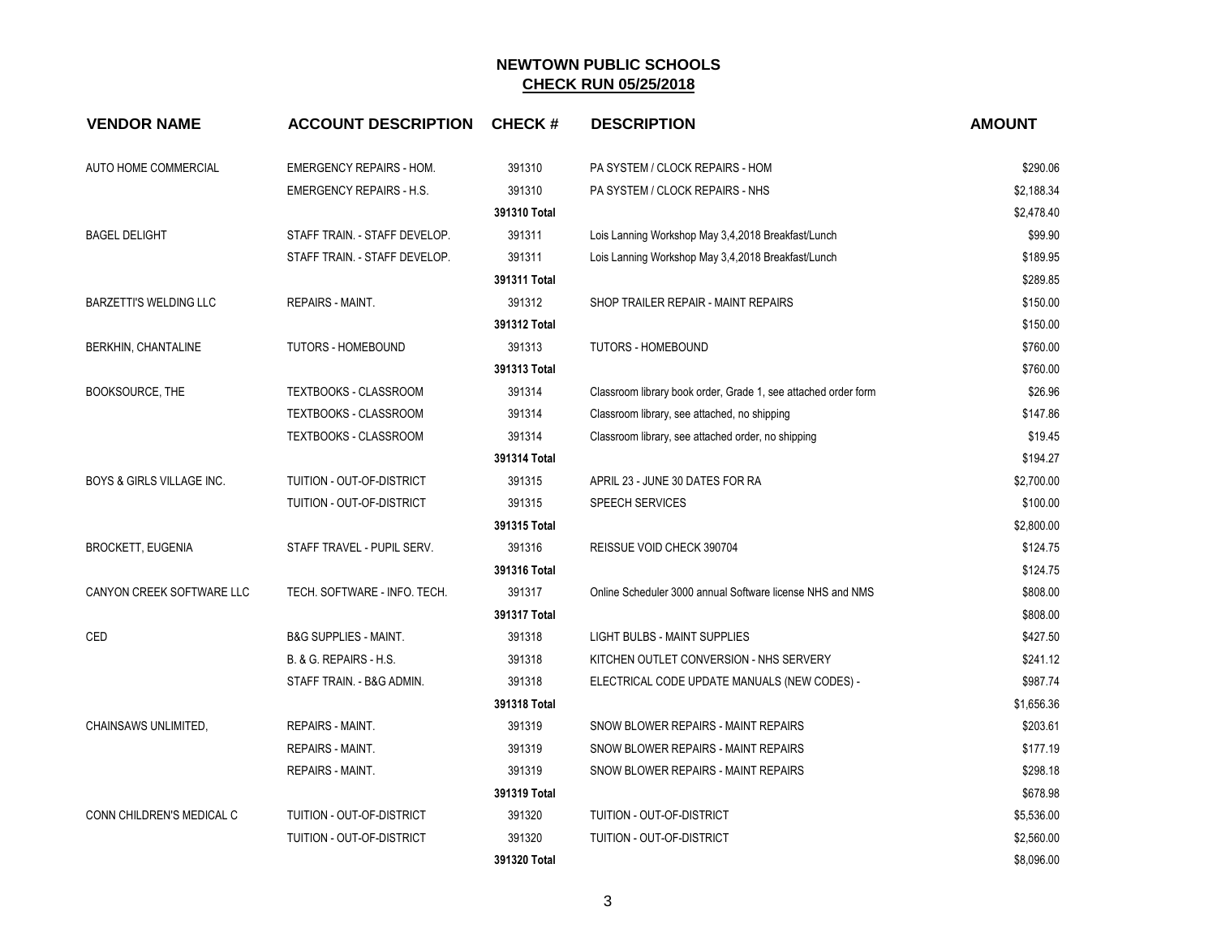# NEWTOWN PUBLIC SCHOOLS
## CHECK RUN 05/25/2018

| VENDOR NAME | ACCOUNT DESCRIPTION | CHECK # | DESCRIPTION | AMOUNT |
|---|---|---|---|---|
| AUTO HOME COMMERCIAL | EMERGENCY REPAIRS - HOM. | 391310 | PA SYSTEM / CLOCK REPAIRS - HOM | $290.06 |
| | EMERGENCY REPAIRS - H.S. | 391310 | PA SYSTEM / CLOCK REPAIRS - NHS | $2,188.34 |
| | | **391310 Total** | | $2,478.40 |
| BAGEL DELIGHT | STAFF TRAIN. - STAFF DEVELOP. | 391311 | Lois Lanning Workshop May 3,4,2018 Breakfast/Lunch | $99.90 |
| | STAFF TRAIN. - STAFF DEVELOP. | 391311 | Lois Lanning Workshop May 3,4,2018 Breakfast/Lunch | $189.95 |
| | | **391311 Total** | | $289.85 |
| BARZETTI'S WELDING LLC | REPAIRS - MAINT. | 391312 | SHOP TRAILER REPAIR - MAINT REPAIRS | $150.00 |
| | | **391312 Total** | | $150.00 |
| BERKHIN, CHANTALINE | TUTORS - HOMEBOUND | 391313 | TUTORS - HOMEBOUND | $760.00 |
| | | **391313 Total** | | $760.00 |
| BOOKSOURCE, THE | TEXTBOOKS - CLASSROOM | 391314 | Classroom library book order, Grade 1, see attached order form | $26.96 |
| | TEXTBOOKS - CLASSROOM | 391314 | Classroom library, see attached, no shipping | $147.86 |
| | TEXTBOOKS - CLASSROOM | 391314 | Classroom library, see attached order, no shipping | $19.45 |
| | | **391314 Total** | | $194.27 |
| BOYS & GIRLS VILLAGE INC. | TUITION - OUT-OF-DISTRICT | 391315 | APRIL 23 - JUNE 30 DATES FOR RA | $2,700.00 |
| | TUITION - OUT-OF-DISTRICT | 391315 | SPEECH SERVICES | $100.00 |
| | | **391315 Total** | | $2,800.00 |
| BROCKETT, EUGENIA | STAFF TRAVEL - PUPIL SERV. | 391316 | REISSUE VOID CHECK 390704 | $124.75 |
| | | **391316 Total** | | $124.75 |
| CANYON CREEK SOFTWARE LLC | TECH. SOFTWARE - INFO. TECH. | 391317 | Online Scheduler 3000 annual Software license NHS and NMS | $808.00 |
| | | **391317 Total** | | $808.00 |
| CED | B&G SUPPLIES - MAINT. | 391318 | LIGHT BULBS - MAINT SUPPLIES | $427.50 |
| | B. & G. REPAIRS - H.S. | 391318 | KITCHEN OUTLET CONVERSION - NHS SERVERY | $241.12 |
| | STAFF TRAIN. - B&G ADMIN. | 391318 | ELECTRICAL CODE UPDATE MANUALS (NEW CODES) - | $987.74 |
| | | **391318 Total** | | $1,656.36 |
| CHAINSAWS UNLIMITED, | REPAIRS - MAINT. | 391319 | SNOW BLOWER REPAIRS - MAINT REPAIRS | $203.61 |
| | REPAIRS - MAINT. | 391319 | SNOW BLOWER REPAIRS - MAINT REPAIRS | $177.19 |
| | REPAIRS - MAINT. | 391319 | SNOW BLOWER REPAIRS - MAINT REPAIRS | $298.18 |
| | | **391319 Total** | | $678.98 |
| CONN CHILDREN'S MEDICAL C | TUITION - OUT-OF-DISTRICT | 391320 | TUITION - OUT-OF-DISTRICT | $5,536.00 |
| | TUITION - OUT-OF-DISTRICT | 391320 | TUITION - OUT-OF-DISTRICT | $2,560.00 |
| | | **391320 Total** | | $8,096.00 |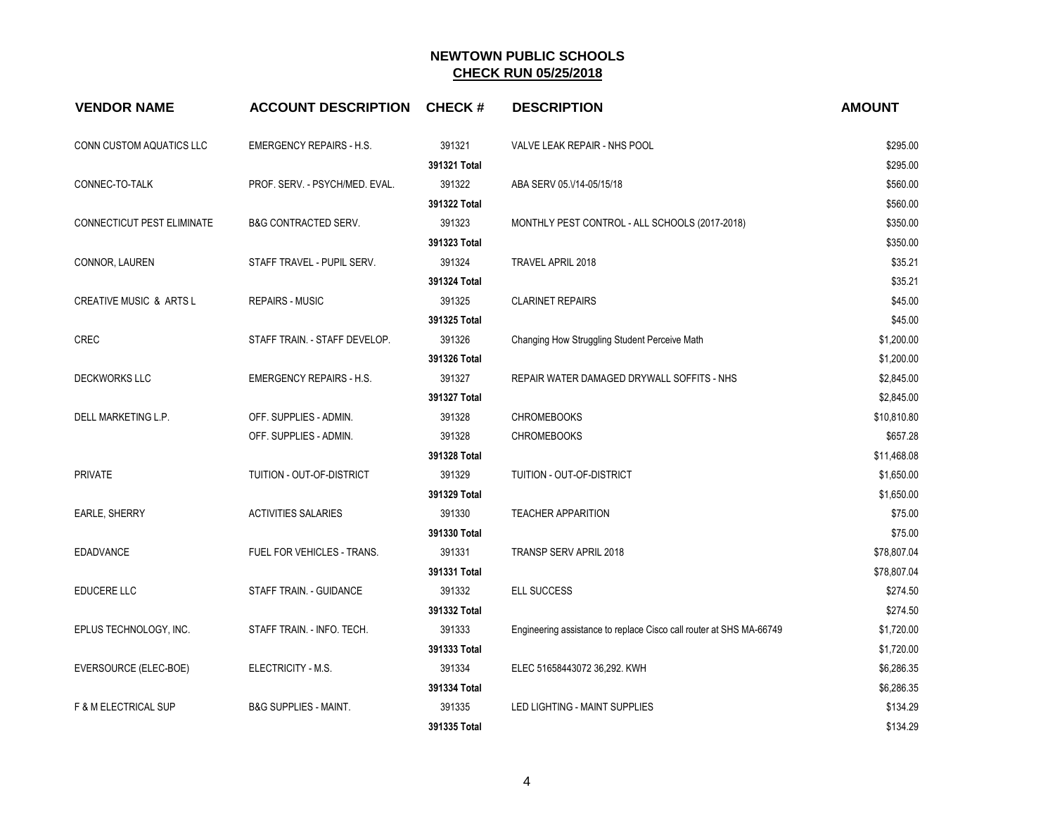# NEWTOWN PUBLIC SCHOOLS

## CHECK RUN 05/25/2018

| VENDOR NAME | ACCOUNT DESCRIPTION | CHECK # | DESCRIPTION | AMOUNT |
|---|---|---|---|---|
| CONN CUSTOM AQUATICS LLC | EMERGENCY REPAIRS - H.S. | 391321 | VALVE LEAK REPAIR - NHS POOL | $295.00 |
| | | **391321 Total** | | $295.00 |
| CONNEC-TO-TALK | PROF. SERV. - PSYCH/MED. EVAL. | 391322 | ABA SERV 05.\/14-05/15/18 | $560.00 |
| | | **391322 Total** | | $560.00 |
| CONNECTICUT PEST ELIMINATE | B&G CONTRACTED SERV. | 391323 | MONTHLY PEST CONTROL - ALL SCHOOLS (2017-2018) | $350.00 |
| | | **391323 Total** | | $350.00 |
| CONNOR, LAUREN | STAFF TRAVEL - PUPIL SERV. | 391324 | TRAVEL APRIL 2018 | $35.21 |
| | | **391324 Total** | | $35.21 |
| CREATIVE MUSIC & ARTS L | REPAIRS - MUSIC | 391325 | CLARINET REPAIRS | $45.00 |
| | | **391325 Total** | | $45.00 |
| CREC | STAFF TRAIN. - STAFF DEVELOP. | 391326 | Changing How Struggling Student Perceive Math | $1,200.00 |
| | | **391326 Total** | | $1,200.00 |
| DECKWORKS LLC | EMERGENCY REPAIRS - H.S. | 391327 | REPAIR WATER DAMAGED DRYWALL SOFFITS - NHS | $2,845.00 |
| | | **391327 Total** | | $2,845.00 |
| DELL MARKETING L.P. | OFF. SUPPLIES - ADMIN. | 391328 | CHROMEBOOKS | $10,810.80 |
| | OFF. SUPPLIES - ADMIN. | 391328 | CHROMEBOOKS | $657.28 |
| | | **391328 Total** | | $11,468.08 |
| PRIVATE | TUITION - OUT-OF-DISTRICT | 391329 | TUITION - OUT-OF-DISTRICT | $1,650.00 |
| | | **391329 Total** | | $1,650.00 |
| EARLE, SHERRY | ACTIVITIES SALARIES | 391330 | TEACHER APPARITION | $75.00 |
| | | **391330 Total** | | $75.00 |
| EDADVANCE | FUEL FOR VEHICLES - TRANS. | 391331 | TRANSP SERV APRIL 2018 | $78,807.04 |
| | | **391331 Total** | | $78,807.04 |
| EDUCERE LLC | STAFF TRAIN. - GUIDANCE | 391332 | ELL SUCCESS | $274.50 |
| | | **391332 Total** | | $274.50 |
| EPLUS TECHNOLOGY, INC. | STAFF TRAIN. - INFO. TECH. | 391333 | Engineering assistance to replace Cisco call router at SHS MA-66749 | $1,720.00 |
| | | **391333 Total** | | $1,720.00 |
| EVERSOURCE (ELEC-BOE) | ELECTRICITY - M.S. | 391334 | ELEC 51658443072 36,292. KWH | $6,286.35 |
| | | **391334 Total** | | $6,286.35 |
| F & M ELECTRICAL SUP | B&G SUPPLIES - MAINT. | 391335 | LED LIGHTING - MAINT SUPPLIES | $134.29 |
| | | **391335 Total** | | $134.29 |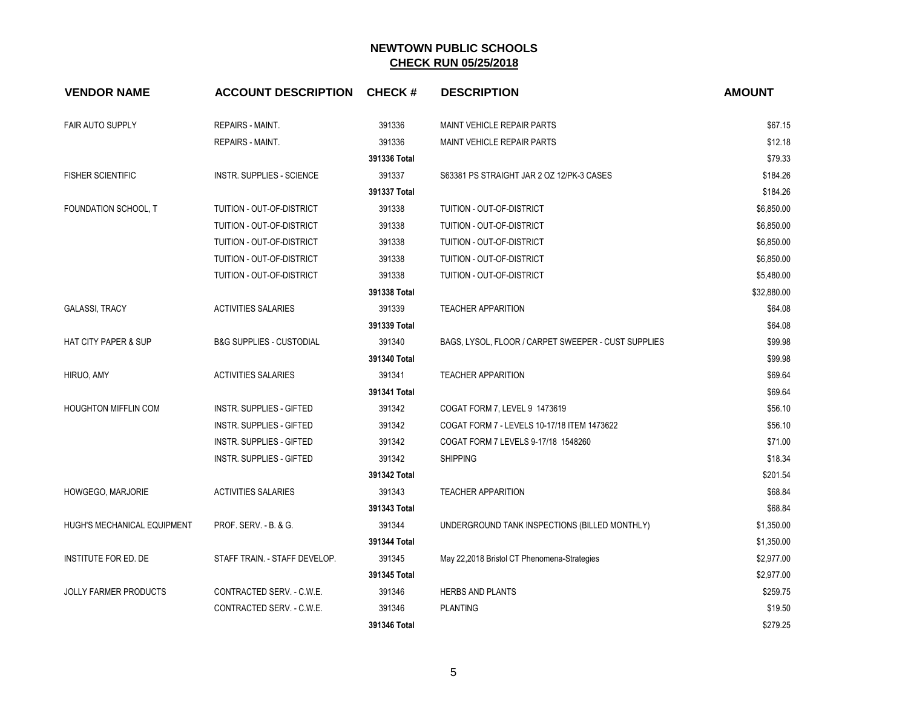# NEWTOWN PUBLIC SCHOOLS

## CHECK RUN 05/25/2018

| VENDOR NAME | ACCOUNT DESCRIPTION | CHECK # | DESCRIPTION | AMOUNT |
|---|---|---|---|---|
| FAIR AUTO SUPPLY | REPAIRS - MAINT. | 391336 | MAINT VEHICLE REPAIR PARTS | $67.15 |
| | REPAIRS - MAINT. | 391336 | MAINT VEHICLE REPAIR PARTS | $12.18 |
| | | **391336 Total** | | $79.33 |
| FISHER SCIENTIFIC | INSTR. SUPPLIES - SCIENCE | 391337 | S63381 PS STRAIGHT JAR 2 OZ 12/PK-3 CASES | $184.26 |
| | | **391337 Total** | | $184.26 |
| FOUNDATION SCHOOL, T | TUITION - OUT-OF-DISTRICT | 391338 | TUITION - OUT-OF-DISTRICT | $6,850.00 |
| | TUITION - OUT-OF-DISTRICT | 391338 | TUITION - OUT-OF-DISTRICT | $6,850.00 |
| | TUITION - OUT-OF-DISTRICT | 391338 | TUITION - OUT-OF-DISTRICT | $6,850.00 |
| | TUITION - OUT-OF-DISTRICT | 391338 | TUITION - OUT-OF-DISTRICT | $6,850.00 |
| | TUITION - OUT-OF-DISTRICT | 391338 | TUITION - OUT-OF-DISTRICT | $5,480.00 |
| | | **391338 Total** | | $32,880.00 |
| GALASSI, TRACY | ACTIVITIES SALARIES | 391339 | TEACHER APPARITION | $64.08 |
| | | **391339 Total** | | $64.08 |
| HAT CITY PAPER & SUP | B&G SUPPLIES - CUSTODIAL | 391340 | BAGS, LYSOL, FLOOR / CARPET SWEEPER - CUST SUPPLIES | $99.98 |
| | | **391340 Total** | | $99.98 |
| HIRUO, AMY | ACTIVITIES SALARIES | 391341 | TEACHER APPARITION | $69.64 |
| | | **391341 Total** | | $69.64 |
| HOUGHTON MIFFLIN COM | INSTR. SUPPLIES - GIFTED | 391342 | COGAT FORM 7, LEVEL 9 1473619 | $56.10 |
| | INSTR. SUPPLIES - GIFTED | 391342 | COGAT FORM 7 - LEVELS 10-17/18 ITEM 1473622 | $56.10 |
| | INSTR. SUPPLIES - GIFTED | 391342 | COGAT FORM 7 LEVELS 9-17/18 1548260 | $71.00 |
| | INSTR. SUPPLIES - GIFTED | 391342 | SHIPPING | $18.34 |
| | | **391342 Total** | | $201.54 |
| HOWGEGO, MARJORIE | ACTIVITIES SALARIES | 391343 | TEACHER APPARITION | $68.84 |
| | | **391343 Total** | | $68.84 |
| HUGH'S MECHANICAL EQUIPMENT | PROF. SERV. - B. & G. | 391344 | UNDERGROUND TANK INSPECTIONS (BILLED MONTHLY) | $1,350.00 |
| | | **391344 Total** | | $1,350.00 |
| INSTITUTE FOR ED. DE | STAFF TRAIN. - STAFF DEVELOP. | 391345 | May 22,2018 Bristol CT Phenomena-Strategies | $2,977.00 |
| | | **391345 Total** | | $2,977.00 |
| JOLLY FARMER PRODUCTS | CONTRACTED SERV. - C.W.E. | 391346 | HERBS AND PLANTS | $259.75 |
| | CONTRACTED SERV. - C.W.E. | 391346 | PLANTING | $19.50 |
| | | **391346 Total** | | $279.25 |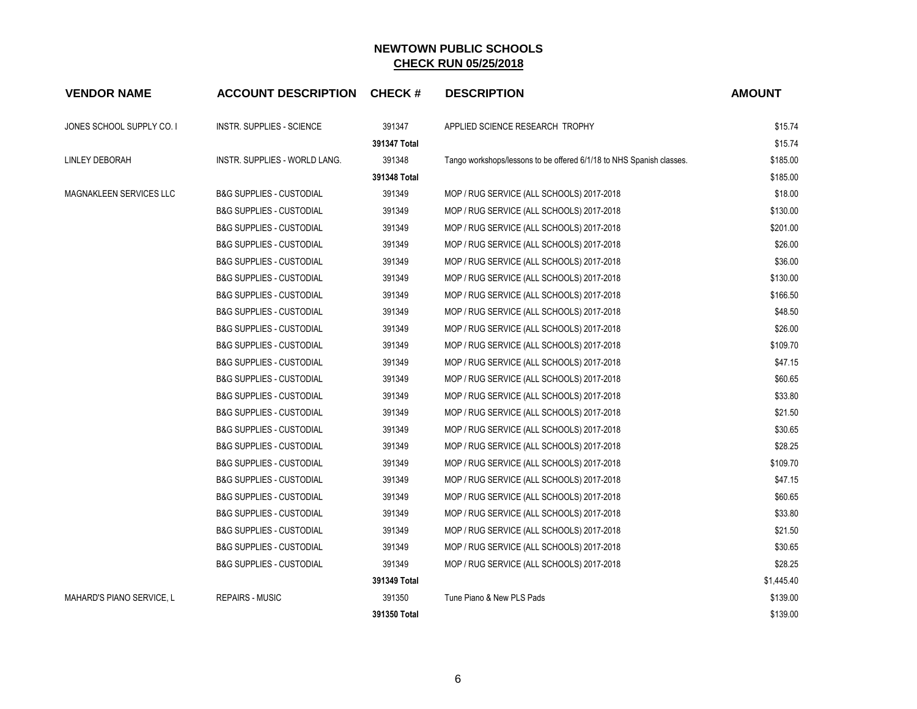## NEWTOWN PUBLIC SCHOOLS

**CHECK RUN 05/25/2018**

| VENDOR NAME | ACCOUNT DESCRIPTION | CHECK # | DESCRIPTION | AMOUNT |
|---|---|---|---|---|
| JONES SCHOOL SUPPLY CO. I | INSTR. SUPPLIES - SCIENCE | 391347 | APPLIED SCIENCE RESEARCH TROPHY | $15.74 |
| | | **391347 Total** | | $15.74 |
| LINLEY DEBORAH | INSTR. SUPPLIES - WORLD LANG. | 391348 | Tango workshops/lessons to be offered 6/1/18 to NHS Spanish classes. | $185.00 |
| | | **391348 Total** | | $185.00 |
| MAGNAKLEEN SERVICES LLC | B&G SUPPLIES - CUSTODIAL | 391349 | MOP / RUG SERVICE (ALL SCHOOLS) 2017-2018 | $18.00 |
| | B&G SUPPLIES - CUSTODIAL | 391349 | MOP / RUG SERVICE (ALL SCHOOLS) 2017-2018 | $130.00 |
| | B&G SUPPLIES - CUSTODIAL | 391349 | MOP / RUG SERVICE (ALL SCHOOLS) 2017-2018 | $201.00 |
| | B&G SUPPLIES - CUSTODIAL | 391349 | MOP / RUG SERVICE (ALL SCHOOLS) 2017-2018 | $26.00 |
| | B&G SUPPLIES - CUSTODIAL | 391349 | MOP / RUG SERVICE (ALL SCHOOLS) 2017-2018 | $36.00 |
| | B&G SUPPLIES - CUSTODIAL | 391349 | MOP / RUG SERVICE (ALL SCHOOLS) 2017-2018 | $130.00 |
| | B&G SUPPLIES - CUSTODIAL | 391349 | MOP / RUG SERVICE (ALL SCHOOLS) 2017-2018 | $166.50 |
| | B&G SUPPLIES - CUSTODIAL | 391349 | MOP / RUG SERVICE (ALL SCHOOLS) 2017-2018 | $48.50 |
| | B&G SUPPLIES - CUSTODIAL | 391349 | MOP / RUG SERVICE (ALL SCHOOLS) 2017-2018 | $26.00 |
| | B&G SUPPLIES - CUSTODIAL | 391349 | MOP / RUG SERVICE (ALL SCHOOLS) 2017-2018 | $109.70 |
| | B&G SUPPLIES - CUSTODIAL | 391349 | MOP / RUG SERVICE (ALL SCHOOLS) 2017-2018 | $47.15 |
| | B&G SUPPLIES - CUSTODIAL | 391349 | MOP / RUG SERVICE (ALL SCHOOLS) 2017-2018 | $60.65 |
| | B&G SUPPLIES - CUSTODIAL | 391349 | MOP / RUG SERVICE (ALL SCHOOLS) 2017-2018 | $33.80 |
| | B&G SUPPLIES - CUSTODIAL | 391349 | MOP / RUG SERVICE (ALL SCHOOLS) 2017-2018 | $21.50 |
| | B&G SUPPLIES - CUSTODIAL | 391349 | MOP / RUG SERVICE (ALL SCHOOLS) 2017-2018 | $30.65 |
| | B&G SUPPLIES - CUSTODIAL | 391349 | MOP / RUG SERVICE (ALL SCHOOLS) 2017-2018 | $28.25 |
| | B&G SUPPLIES - CUSTODIAL | 391349 | MOP / RUG SERVICE (ALL SCHOOLS) 2017-2018 | $109.70 |
| | B&G SUPPLIES - CUSTODIAL | 391349 | MOP / RUG SERVICE (ALL SCHOOLS) 2017-2018 | $47.15 |
| | B&G SUPPLIES - CUSTODIAL | 391349 | MOP / RUG SERVICE (ALL SCHOOLS) 2017-2018 | $60.65 |
| | B&G SUPPLIES - CUSTODIAL | 391349 | MOP / RUG SERVICE (ALL SCHOOLS) 2017-2018 | $33.80 |
| | B&G SUPPLIES - CUSTODIAL | 391349 | MOP / RUG SERVICE (ALL SCHOOLS) 2017-2018 | $21.50 |
| | B&G SUPPLIES - CUSTODIAL | 391349 | MOP / RUG SERVICE (ALL SCHOOLS) 2017-2018 | $30.65 |
| | B&G SUPPLIES - CUSTODIAL | 391349 | MOP / RUG SERVICE (ALL SCHOOLS) 2017-2018 | $28.25 |
| | | **391349 Total** | | $1,445.40 |
| MAHARD'S PIANO SERVICE, L | REPAIRS - MUSIC | 391350 | Tune Piano & New PLS Pads | $139.00 |
| | | **391350 Total** | | $139.00 |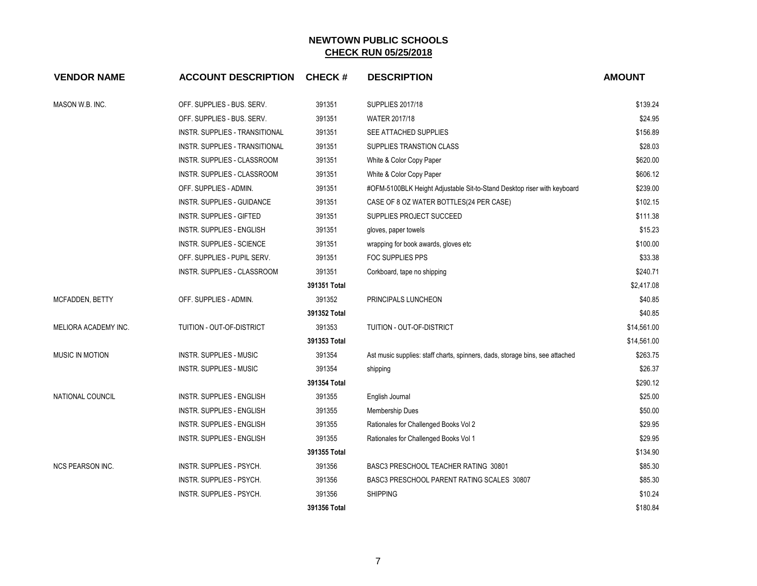**NEWTOWN PUBLIC SCHOOLS**
**CHECK RUN 05/25/2018**

| VENDOR NAME | ACCOUNT DESCRIPTION | CHECK # | DESCRIPTION | AMOUNT |
|---|---|---|---|---|
| MASON W.B. INC. | OFF. SUPPLIES - BUS. SERV. | 391351 | SUPPLIES 2017/18 | $139.24 |
| | OFF. SUPPLIES - BUS. SERV. | 391351 | WATER 2017/18 | $24.95 |
| | INSTR. SUPPLIES - TRANSITIONAL | 391351 | SEE ATTACHED SUPPLIES | $156.89 |
| | INSTR. SUPPLIES - TRANSITIONAL | 391351 | SUPPLIES TRANSTION CLASS | $28.03 |
| | INSTR. SUPPLIES - CLASSROOM | 391351 | White & Color Copy Paper | $620.00 |
| | INSTR. SUPPLIES - CLASSROOM | 391351 | White & Color Copy Paper | $606.12 |
| | OFF. SUPPLIES - ADMIN. | 391351 | #OFM-5100BLK Height Adjustable Sit-to-Stand Desktop riser with keyboard | $239.00 |
| | INSTR. SUPPLIES - GUIDANCE | 391351 | CASE OF 8 OZ WATER BOTTLES(24 PER CASE) | $102.15 |
| | INSTR. SUPPLIES - GIFTED | 391351 | SUPPLIES PROJECT SUCCEED | $111.38 |
| | INSTR. SUPPLIES - ENGLISH | 391351 | gloves, paper towels | $15.23 |
| | INSTR. SUPPLIES - SCIENCE | 391351 | wrapping for book awards, gloves etc | $100.00 |
| | OFF. SUPPLIES - PUPIL SERV. | 391351 | FOC SUPPLIES PPS | $33.38 |
| | INSTR. SUPPLIES - CLASSROOM | 391351 | Corkboard, tape no shipping | $240.71 |
| | | **391351 Total** | | $2,417.08 |
| MCFADDEN, BETTY | OFF. SUPPLIES - ADMIN. | 391352 | PRINCIPALS LUNCHEON | $40.85 |
| | | **391352 Total** | | $40.85 |
| MELIORA ACADEMY INC. | TUITION - OUT-OF-DISTRICT | 391353 | TUITION - OUT-OF-DISTRICT | $14,561.00 |
| | | **391353 Total** | | $14,561.00 |
| MUSIC IN MOTION | INSTR. SUPPLIES - MUSIC | 391354 | Ast music supplies: staff charts, spinners, dads, storage bins, see attached | $263.75 |
| | INSTR. SUPPLIES - MUSIC | 391354 | shipping | $26.37 |
| | | **391354 Total** | | $290.12 |
| NATIONAL COUNCIL | INSTR. SUPPLIES - ENGLISH | 391355 | English Journal | $25.00 |
| | INSTR. SUPPLIES - ENGLISH | 391355 | Membership Dues | $50.00 |
| | INSTR. SUPPLIES - ENGLISH | 391355 | Rationales for Challenged Books Vol 2 | $29.95 |
| | INSTR. SUPPLIES - ENGLISH | 391355 | Rationales for Challenged Books Vol 1 | $29.95 |
| | | **391355 Total** | | $134.90 |
| NCS PEARSON INC. | INSTR. SUPPLIES - PSYCH. | 391356 | BASC3 PRESCHOOL TEACHER RATING 30801 | $85.30 |
| | INSTR. SUPPLIES - PSYCH. | 391356 | BASC3 PRESCHOOL PARENT RATING SCALES 30807 | $85.30 |
| | INSTR. SUPPLIES - PSYCH. | 391356 | SHIPPING | $10.24 |
| | | **391356 Total** | | $180.84 |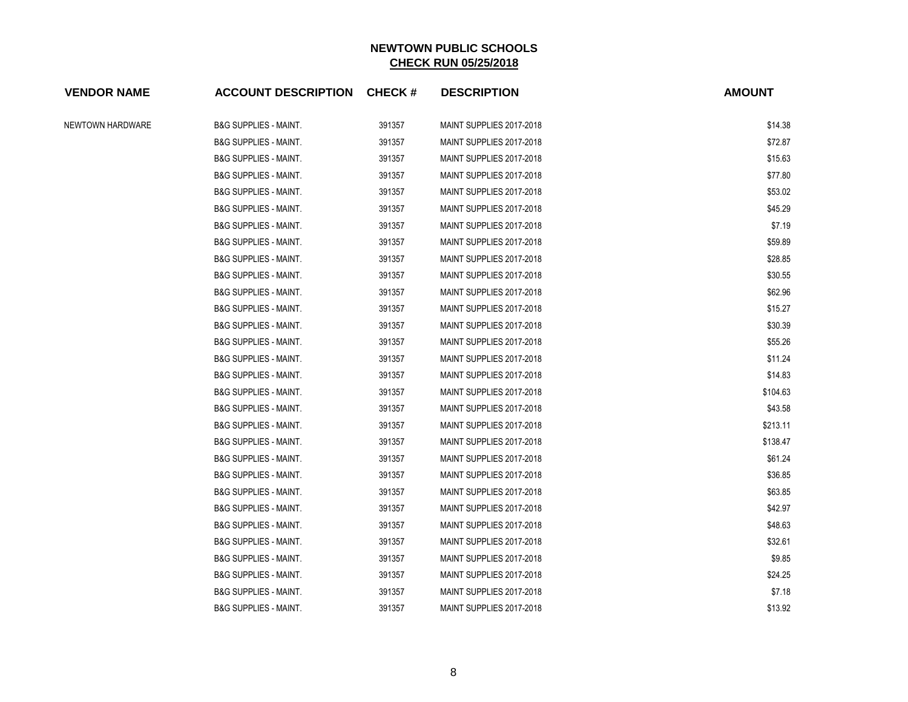# NEWTOWN PUBLIC SCHOOLS
## CHECK RUN 05/25/2018

| VENDOR NAME | ACCOUNT DESCRIPTION | CHECK # | DESCRIPTION | AMOUNT |
|---|---|---|---|---|
| NEWTOWN HARDWARE | B&G SUPPLIES - MAINT. | 391357 | MAINT SUPPLIES 2017-2018 | $14.38 |
| | B&G SUPPLIES - MAINT. | 391357 | MAINT SUPPLIES 2017-2018 | $72.87 |
| | B&G SUPPLIES - MAINT. | 391357 | MAINT SUPPLIES 2017-2018 | $15.63 |
| | B&G SUPPLIES - MAINT. | 391357 | MAINT SUPPLIES 2017-2018 | $77.80 |
| | B&G SUPPLIES - MAINT. | 391357 | MAINT SUPPLIES 2017-2018 | $53.02 |
| | B&G SUPPLIES - MAINT. | 391357 | MAINT SUPPLIES 2017-2018 | $45.29 |
| | B&G SUPPLIES - MAINT. | 391357 | MAINT SUPPLIES 2017-2018 | $7.19 |
| | B&G SUPPLIES - MAINT. | 391357 | MAINT SUPPLIES 2017-2018 | $59.89 |
| | B&G SUPPLIES - MAINT. | 391357 | MAINT SUPPLIES 2017-2018 | $28.85 |
| | B&G SUPPLIES - MAINT. | 391357 | MAINT SUPPLIES 2017-2018 | $30.55 |
| | B&G SUPPLIES - MAINT. | 391357 | MAINT SUPPLIES 2017-2018 | $62.96 |
| | B&G SUPPLIES - MAINT. | 391357 | MAINT SUPPLIES 2017-2018 | $15.27 |
| | B&G SUPPLIES - MAINT. | 391357 | MAINT SUPPLIES 2017-2018 | $30.39 |
| | B&G SUPPLIES - MAINT. | 391357 | MAINT SUPPLIES 2017-2018 | $55.26 |
| | B&G SUPPLIES - MAINT. | 391357 | MAINT SUPPLIES 2017-2018 | $11.24 |
| | B&G SUPPLIES - MAINT. | 391357 | MAINT SUPPLIES 2017-2018 | $14.83 |
| | B&G SUPPLIES - MAINT. | 391357 | MAINT SUPPLIES 2017-2018 | $104.63 |
| | B&G SUPPLIES - MAINT. | 391357 | MAINT SUPPLIES 2017-2018 | $43.58 |
| | B&G SUPPLIES - MAINT. | 391357 | MAINT SUPPLIES 2017-2018 | $213.11 |
| | B&G SUPPLIES - MAINT. | 391357 | MAINT SUPPLIES 2017-2018 | $138.47 |
| | B&G SUPPLIES - MAINT. | 391357 | MAINT SUPPLIES 2017-2018 | $61.24 |
| | B&G SUPPLIES - MAINT. | 391357 | MAINT SUPPLIES 2017-2018 | $36.85 |
| | B&G SUPPLIES - MAINT. | 391357 | MAINT SUPPLIES 2017-2018 | $63.85 |
| | B&G SUPPLIES - MAINT. | 391357 | MAINT SUPPLIES 2017-2018 | $42.97 |
| | B&G SUPPLIES - MAINT. | 391357 | MAINT SUPPLIES 2017-2018 | $48.63 |
| | B&G SUPPLIES - MAINT. | 391357 | MAINT SUPPLIES 2017-2018 | $32.61 |
| | B&G SUPPLIES - MAINT. | 391357 | MAINT SUPPLIES 2017-2018 | $9.85 |
| | B&G SUPPLIES - MAINT. | 391357 | MAINT SUPPLIES 2017-2018 | $24.25 |
| | B&G SUPPLIES - MAINT. | 391357 | MAINT SUPPLIES 2017-2018 | $7.18 |
| | B&G SUPPLIES - MAINT. | 391357 | MAINT SUPPLIES 2017-2018 | $13.92 |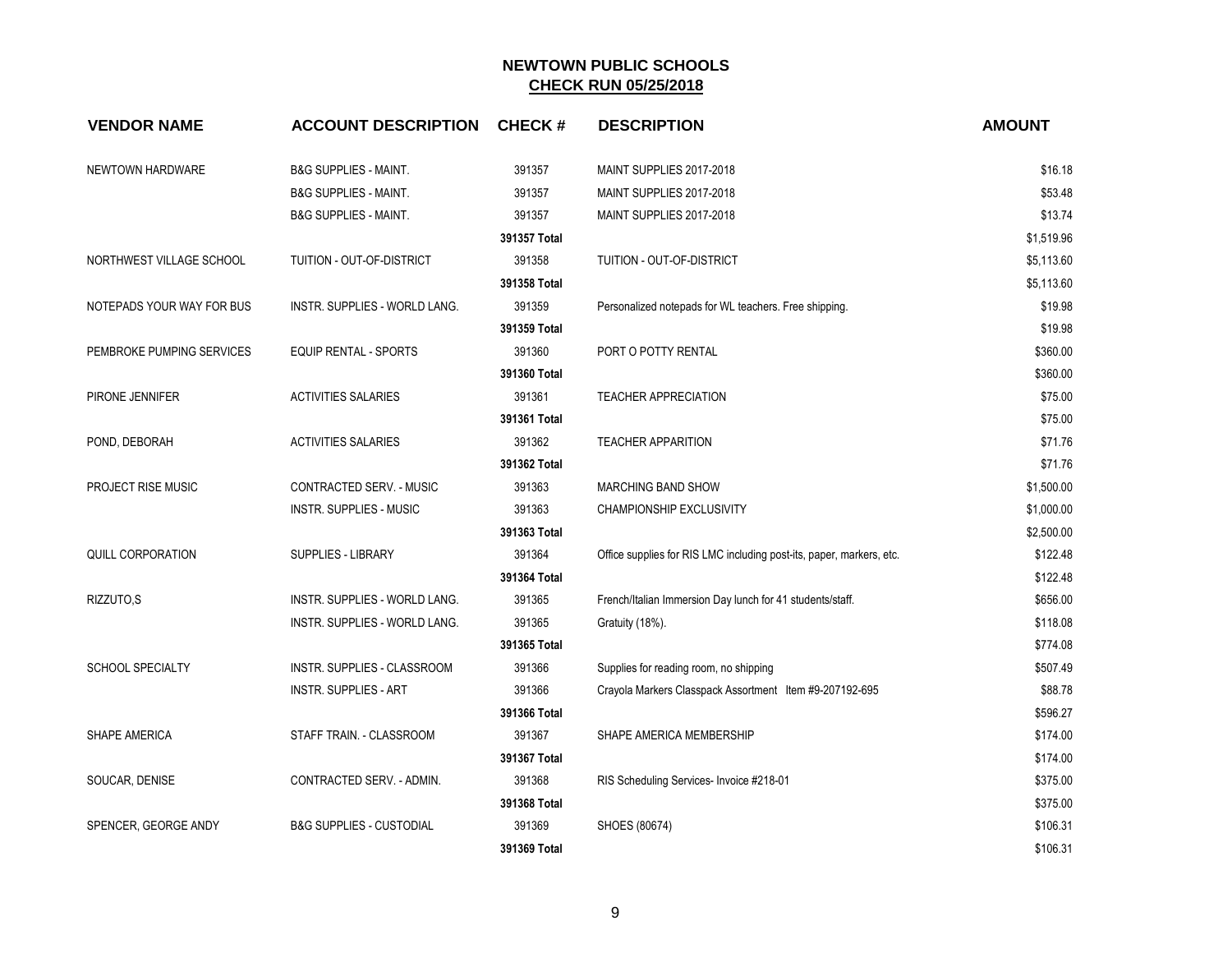## NEWTOWN PUBLIC SCHOOLS
## CHECK RUN 05/25/2018

| VENDOR NAME | ACCOUNT DESCRIPTION | CHECK # | DESCRIPTION | AMOUNT |
|---|---|---|---|---|
| NEWTOWN HARDWARE | B&G SUPPLIES - MAINT. | 391357 | MAINT SUPPLIES 2017-2018 | $16.18 |
| | B&G SUPPLIES - MAINT. | 391357 | MAINT SUPPLIES 2017-2018 | $53.48 |
| | B&G SUPPLIES - MAINT. | 391357 | MAINT SUPPLIES 2017-2018 | $13.74 |
| | | **391357 Total** | | $1,519.96 |
| NORTHWEST VILLAGE SCHOOL | TUITION - OUT-OF-DISTRICT | 391358 | TUITION - OUT-OF-DISTRICT | $5,113.60 |
| | | **391358 Total** | | $5,113.60 |
| NOTEPADS YOUR WAY FOR BUS | INSTR. SUPPLIES - WORLD LANG. | 391359 | Personalized notepads for WL teachers. Free shipping. | $19.98 |
| | | **391359 Total** | | $19.98 |
| PEMBROKE PUMPING SERVICES | EQUIP RENTAL - SPORTS | 391360 | PORT O POTTY RENTAL | $360.00 |
| | | **391360 Total** | | $360.00 |
| PIRONE JENNIFER | ACTIVITIES SALARIES | 391361 | TEACHER APPRECIATION | $75.00 |
| | | **391361 Total** | | $75.00 |
| POND, DEBORAH | ACTIVITIES SALARIES | 391362 | TEACHER APPARITION | $71.76 |
| | | **391362 Total** | | $71.76 |
| PROJECT RISE MUSIC | CONTRACTED SERV. - MUSIC | 391363 | MARCHING BAND SHOW | $1,500.00 |
| | INSTR. SUPPLIES - MUSIC | 391363 | CHAMPIONSHIP EXCLUSIVITY | $1,000.00 |
| | | **391363 Total** | | $2,500.00 |
| QUILL CORPORATION | SUPPLIES - LIBRARY | 391364 | Office supplies for RIS LMC including post-its, paper, markers, etc. | $122.48 |
| | | **391364 Total** | | $122.48 |
| RIZZUTO,S | INSTR. SUPPLIES - WORLD LANG. | 391365 | French/Italian Immersion Day lunch for 41 students/staff. | $656.00 |
| | INSTR. SUPPLIES - WORLD LANG. | 391365 | Gratuity (18%). | $118.08 |
| | | **391365 Total** | | $774.08 |
| SCHOOL SPECIALTY | INSTR. SUPPLIES - CLASSROOM | 391366 | Supplies for reading room, no shipping | $507.49 |
| | INSTR. SUPPLIES - ART | 391366 | Crayola Markers Classpack Assortment Item #9-207192-695 | $88.78 |
| | | **391366 Total** | | $596.27 |
| SHAPE AMERICA | STAFF TRAIN. - CLASSROOM | 391367 | SHAPE AMERICA MEMBERSHIP | $174.00 |
| | | **391367 Total** | | $174.00 |
| SOUCAR, DENISE | CONTRACTED SERV. - ADMIN. | 391368 | RIS Scheduling Services- Invoice #218-01 | $375.00 |
| | | **391368 Total** | | $375.00 |
| SPENCER, GEORGE ANDY | B&G SUPPLIES - CUSTODIAL | 391369 | SHOES (80674) | $106.31 |
| | | **391369 Total** | | $106.31 |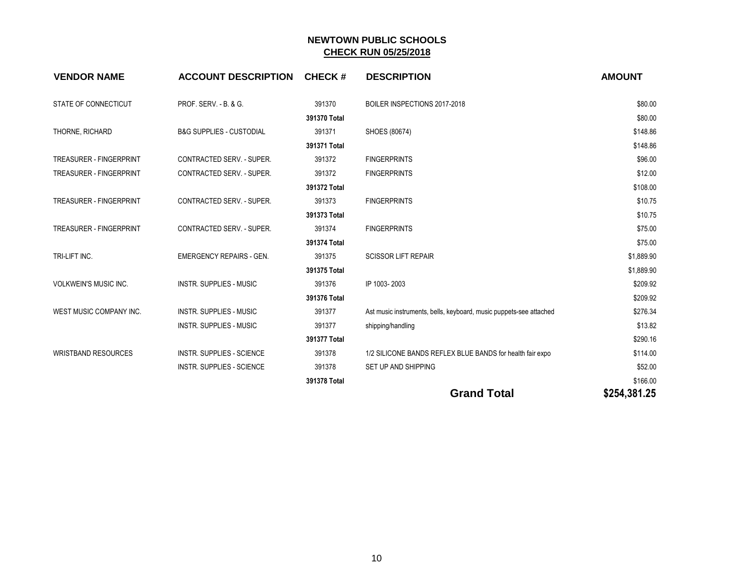## NEWTOWN PUBLIC SCHOOLS
## CHECK RUN 05/25/2018

| VENDOR NAME | ACCOUNT DESCRIPTION | CHECK # | DESCRIPTION | AMOUNT |
|---|---|---|---|---|
| STATE OF CONNECTICUT | PROF. SERV. - B. & G. | 391370 | BOILER INSPECTIONS 2017-2018 | $80.00 |
| | | 391370 Total | | $80.00 |
| THORNE, RICHARD | B&G SUPPLIES - CUSTODIAL | 391371 | SHOES (80674) | $148.86 |
| | | 391371 Total | | $148.86 |
| TREASURER - FINGERPRINT | CONTRACTED SERV. - SUPER. | 391372 | FINGERPRINTS | $96.00 |
| TREASURER - FINGERPRINT | CONTRACTED SERV. - SUPER. | 391372 | FINGERPRINTS | $12.00 |
| | | 391372 Total | | $108.00 |
| TREASURER - FINGERPRINT | CONTRACTED SERV. - SUPER. | 391373 | FINGERPRINTS | $10.75 |
| | | 391373 Total | | $10.75 |
| TREASURER - FINGERPRINT | CONTRACTED SERV. - SUPER. | 391374 | FINGERPRINTS | $75.00 |
| | | 391374 Total | | $75.00 |
| TRI-LIFT INC. | EMERGENCY REPAIRS - GEN. | 391375 | SCISSOR LIFT REPAIR | $1,889.90 |
| | | 391375 Total | | $1,889.90 |
| VOLKWEIN'S MUSIC INC. | INSTR. SUPPLIES - MUSIC | 391376 | IP 1003- 2003 | $209.92 |
| | | 391376 Total | | $209.92 |
| WEST MUSIC COMPANY INC. | INSTR. SUPPLIES - MUSIC | 391377 | Ast music instruments, bells, keyboard, music puppets-see attached | $276.34 |
| | INSTR. SUPPLIES - MUSIC | 391377 | shipping/handling | $13.82 |
| | | 391377 Total | | $290.16 |
| WRISTBAND RESOURCES | INSTR. SUPPLIES - SCIENCE | 391378 | 1/2 SILICONE BANDS REFLEX BLUE BANDS for health fair expo | $114.00 |
| | INSTR. SUPPLIES - SCIENCE | 391378 | SET UP AND SHIPPING | $52.00 |
| | | 391378 Total | | $166.00 |
| | | | **Grand Total** | **$254,381.25** |